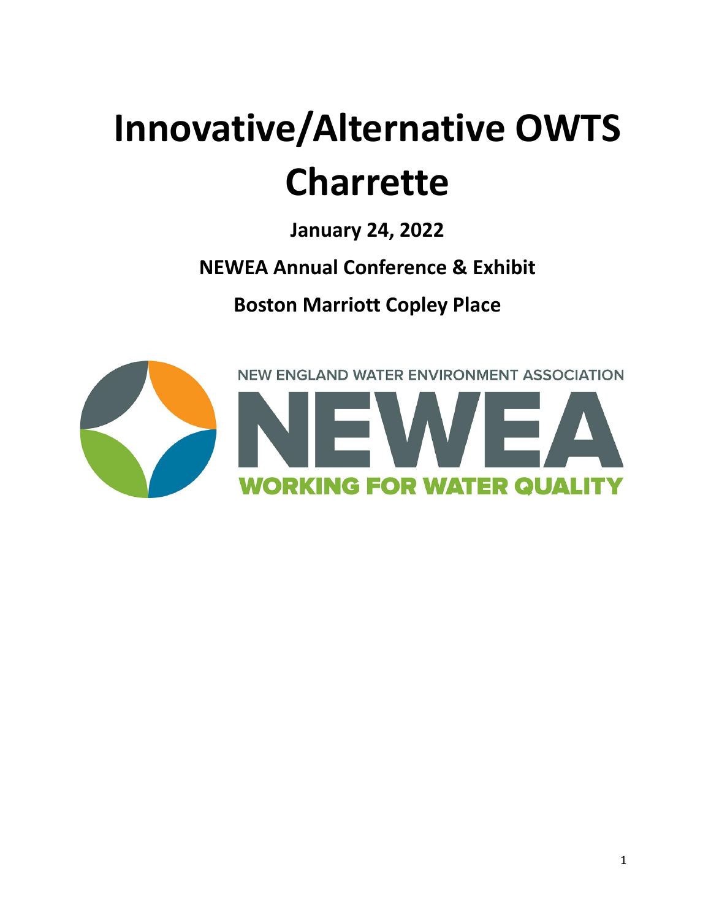# Innovative/Alternative OWTS Charrette

**January 24, 2022**

**NEWEA Annual Conference & Exhibit**

**Boston Marriott Copley Place**

NEW ENGLAND WATER ENVIRONMENT ASSOCIATION

NEWEA

WORKING FOR WATER QUALITY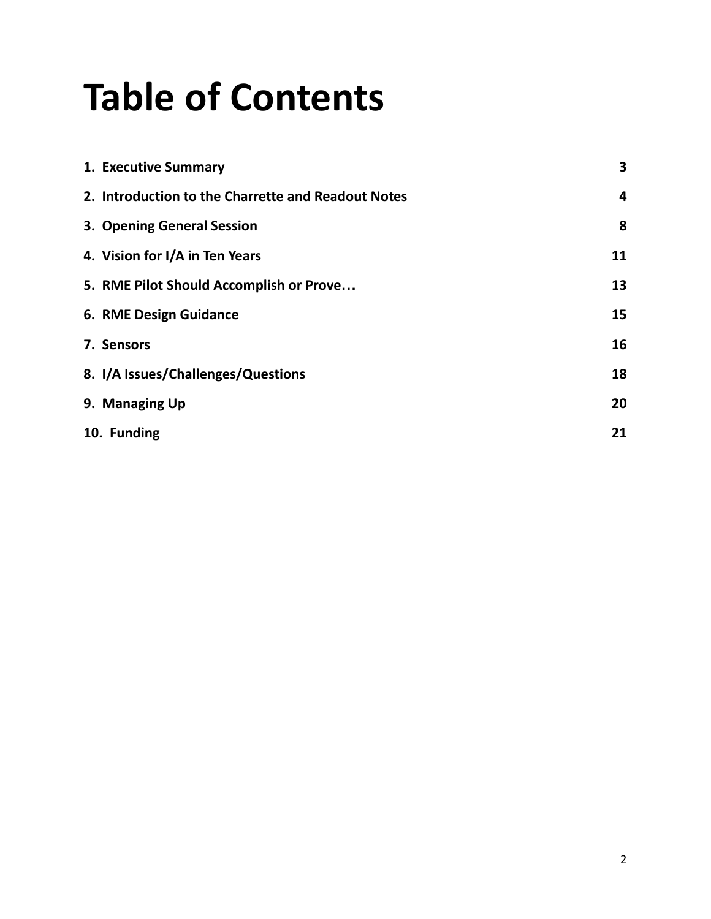# Table of Contents

| | |
|---|---|
| **1. Executive Summary** | **3** |
| **2. Introduction to the Charrette and Readout Notes** | **4** |
| **3. Opening General Session** | **8** |
| **4. Vision for I/A in Ten Years** | **11** |
| **5. RME Pilot Should Accomplish or Prove…** | **13** |
| **6. RME Design Guidance** | **15** |
| **7. Sensors** | **16** |
| **8. I/A Issues/Challenges/Questions** | **18** |
| **9. Managing Up** | **20** |
| **10. Funding** | **21** |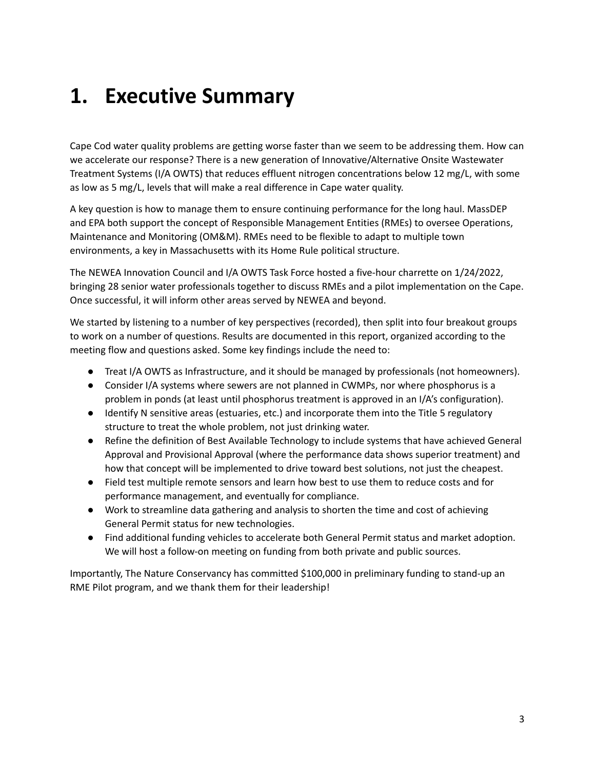# 1. Executive Summary

Cape Cod water quality problems are getting worse faster than we seem to be addressing them. How can we accelerate our response? There is a new generation of Innovative/Alternative Onsite Wastewater Treatment Systems (I/A OWTS) that reduces effluent nitrogen concentrations below 12 mg/L, with some as low as 5 mg/L, levels that will make a real difference in Cape water quality.

A key question is how to manage them to ensure continuing performance for the long haul. MassDEP and EPA both support the concept of Responsible Management Entities (RMEs) to oversee Operations, Maintenance and Monitoring (OM&M). RMEs need to be flexible to adapt to multiple town environments, a key in Massachusetts with its Home Rule political structure.

The NEWEA Innovation Council and I/A OWTS Task Force hosted a five-hour charrette on 1/24/2022, bringing 28 senior water professionals together to discuss RMEs and a pilot implementation on the Cape. Once successful, it will inform other areas served by NEWEA and beyond.

We started by listening to a number of key perspectives (recorded), then split into four breakout groups to work on a number of questions. Results are documented in this report, organized according to the meeting flow and questions asked. Some key findings include the need to:

- Treat I/A OWTS as Infrastructure, and it should be managed by professionals (not homeowners).
- Consider I/A systems where sewers are not planned in CWMPs, nor where phosphorus is a problem in ponds (at least until phosphorus treatment is approved in an I/A's configuration).
- Identify N sensitive areas (estuaries, etc.) and incorporate them into the Title 5 regulatory structure to treat the whole problem, not just drinking water.
- Refine the definition of Best Available Technology to include systems that have achieved General Approval and Provisional Approval (where the performance data shows superior treatment) and how that concept will be implemented to drive toward best solutions, not just the cheapest.
- Field test multiple remote sensors and learn how best to use them to reduce costs and for performance management, and eventually for compliance.
- Work to streamline data gathering and analysis to shorten the time and cost of achieving General Permit status for new technologies.
- Find additional funding vehicles to accelerate both General Permit status and market adoption. We will host a follow-on meeting on funding from both private and public sources.

Importantly, The Nature Conservancy has committed $100,000 in preliminary funding to stand-up an RME Pilot program, and we thank them for their leadership!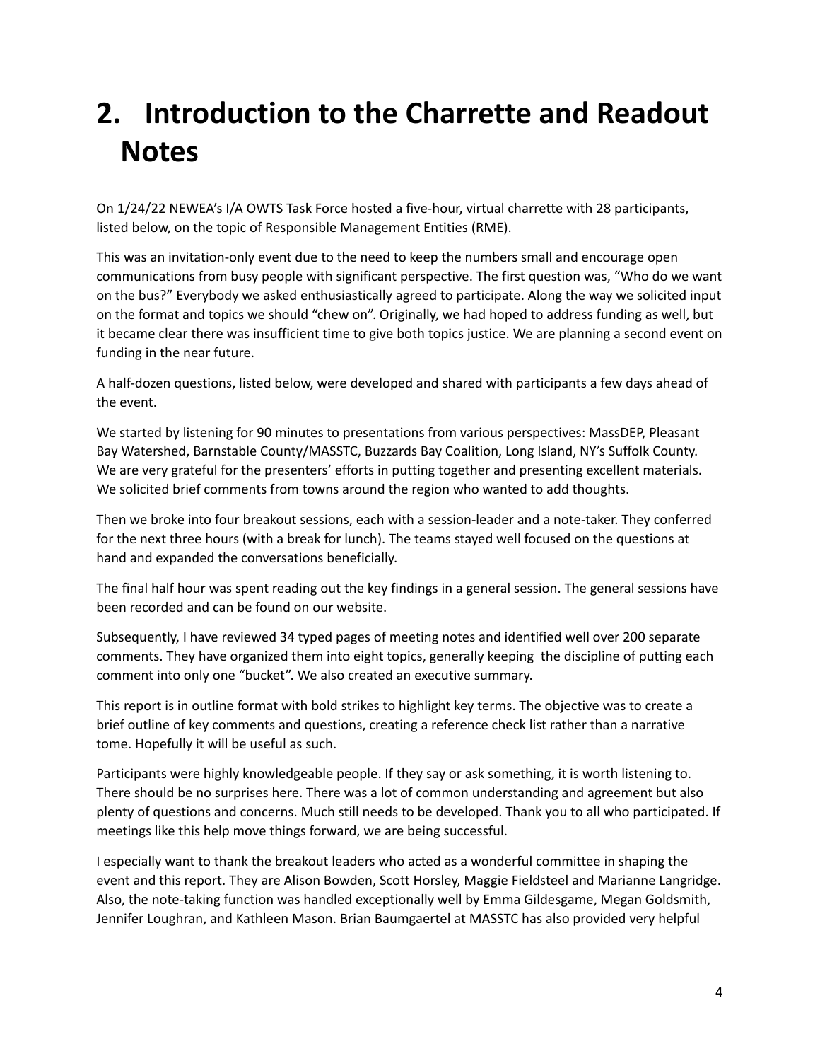# 2. Introduction to the Charrette and Readout Notes

On 1/24/22 NEWEA's I/A OWTS Task Force hosted a five-hour, virtual charrette with 28 participants, listed below, on the topic of Responsible Management Entities (RME).

This was an invitation-only event due to the need to keep the numbers small and encourage open communications from busy people with significant perspective. The first question was, "Who do we want on the bus?" Everybody we asked enthusiastically agreed to participate. Along the way we solicited input on the format and topics we should "chew on". Originally, we had hoped to address funding as well, but it became clear there was insufficient time to give both topics justice. We are planning a second event on funding in the near future.

A half-dozen questions, listed below, were developed and shared with participants a few days ahead of the event.

We started by listening for 90 minutes to presentations from various perspectives: MassDEP, Pleasant Bay Watershed, Barnstable County/MASSTC, Buzzards Bay Coalition, Long Island, NY's Suffolk County. We are very grateful for the presenters' efforts in putting together and presenting excellent materials. We solicited brief comments from towns around the region who wanted to add thoughts.

Then we broke into four breakout sessions, each with a session-leader and a note-taker. They conferred for the next three hours (with a break for lunch). The teams stayed well focused on the questions at hand and expanded the conversations beneficially.

The final half hour was spent reading out the key findings in a general session. The general sessions have been recorded and can be found on our website.

Subsequently, I have reviewed 34 typed pages of meeting notes and identified well over 200 separate comments. They have organized them into eight topics, generally keeping the discipline of putting each comment into only one "bucket". We also created an executive summary.

This report is in outline format with bold strikes to highlight key terms. The objective was to create a brief outline of key comments and questions, creating a reference check list rather than a narrative tome. Hopefully it will be useful as such.

Participants were highly knowledgeable people. If they say or ask something, it is worth listening to. There should be no surprises here. There was a lot of common understanding and agreement but also plenty of questions and concerns. Much still needs to be developed. Thank you to all who participated. If meetings like this help move things forward, we are being successful.

I especially want to thank the breakout leaders who acted as a wonderful committee in shaping the event and this report. They are Alison Bowden, Scott Horsley, Maggie Fieldsteel and Marianne Langridge. Also, the note-taking function was handled exceptionally well by Emma Gildesgame, Megan Goldsmith, Jennifer Loughran, and Kathleen Mason. Brian Baumgaertel at MASSTC has also provided very helpful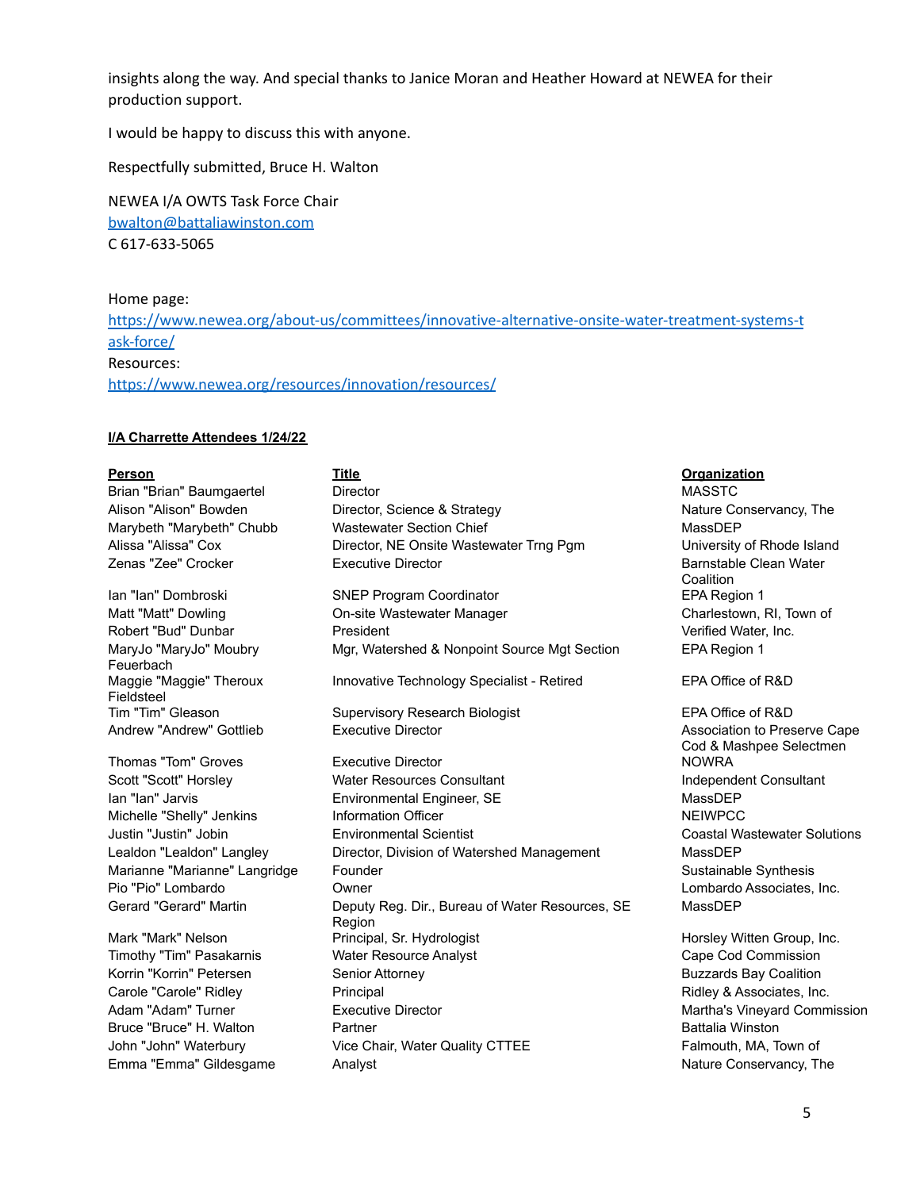insights along the way. And special thanks to Janice Moran and Heather Howard at NEWEA for their production support.

I would be happy to discuss this with anyone.

Respectfully submitted, Bruce H. Walton

NEWEA I/A OWTS Task Force Chair
[bwalton@battaliawinston.com](mailto:bwalton@battaliawinston.com)
C 617-633-5065

Home page:
[https://www.newea.org/about-us/committees/innovative-alternative-onsite-water-treatment-systems-task-force/](https://www.newea.org/about-us/committees/innovative-alternative-onsite-water-treatment-systems-task-force/)
Resources:
[https://www.newea.org/resources/innovation/resources/](https://www.newea.org/resources/innovation/resources/)

**I/A Charrette Attendees 1/24/22**

| **Person** | **Title** | **Organization** |
|---|---|---|
| Brian "Brian" Baumgaertel | Director | MASSTC |
| Alison "Alison" Bowden | Director, Science & Strategy | Nature Conservancy, The |
| Marybeth "Marybeth" Chubb | Wastewater Section Chief | MassDEP |
| Alissa "Alissa" Cox | Director, NE Onsite Wastewater Trng Pgm | University of Rhode Island |
| Zenas "Zee" Crocker | Executive Director | Barnstable Clean Water Coalition |
| Ian "Ian" Dombroski | SNEP Program Coordinator | EPA Region 1 |
| Matt "Matt" Dowling | On-site Wastewater Manager | Charlestown, RI, Town of |
| Robert "Bud" Dunbar | President | Verified Water, Inc. |
| MaryJo "MaryJo" Moubry Feuerbach | Mgr, Watershed & Nonpoint Source Mgt Section | EPA Region 1 |
| Maggie "Maggie" Theroux Fieldsteel | Innovative Technology Specialist - Retired | EPA Office of R&D |
| Tim "Tim" Gleason | Supervisory Research Biologist | EPA Office of R&D |
| Andrew "Andrew" Gottlieb | Executive Director | Association to Preserve Cape Cod & Mashpee Selectmen |
| Thomas "Tom" Groves | Executive Director | NOWRA |
| Scott "Scott" Horsley | Water Resources Consultant | Independent Consultant |
| Ian "Ian" Jarvis | Environmental Engineer, SE | MassDEP |
| Michelle "Shelly" Jenkins | Information Officer | NEIWPCC |
| Justin "Justin" Jobin | Environmental Scientist | Coastal Wastewater Solutions |
| Lealdon "Lealdon" Langley | Director, Division of Watershed Management | MassDEP |
| Marianne "Marianne" Langridge | Founder | Sustainable Synthesis |
| Pio "Pio" Lombardo | Owner | Lombardo Associates, Inc. |
| Gerard "Gerard" Martin | Deputy Reg. Dir., Bureau of Water Resources, SE Region | MassDEP |
| Mark "Mark" Nelson | Principal, Sr. Hydrologist | Horsley Witten Group, Inc. |
| Timothy "Tim" Pasakarnis | Water Resource Analyst | Cape Cod Commission |
| Korrin "Korrin" Petersen | Senior Attorney | Buzzards Bay Coalition |
| Carole "Carole" Ridley | Principal | Ridley & Associates, Inc. |
| Adam "Adam" Turner | Executive Director | Martha's Vineyard Commission |
| Bruce "Bruce" H. Walton | Partner | Battalia Winston |
| John "John" Waterbury | Vice Chair, Water Quality CTTEE | Falmouth, MA, Town of |
| Emma "Emma" Gildesgame | Analyst | Nature Conservancy, The |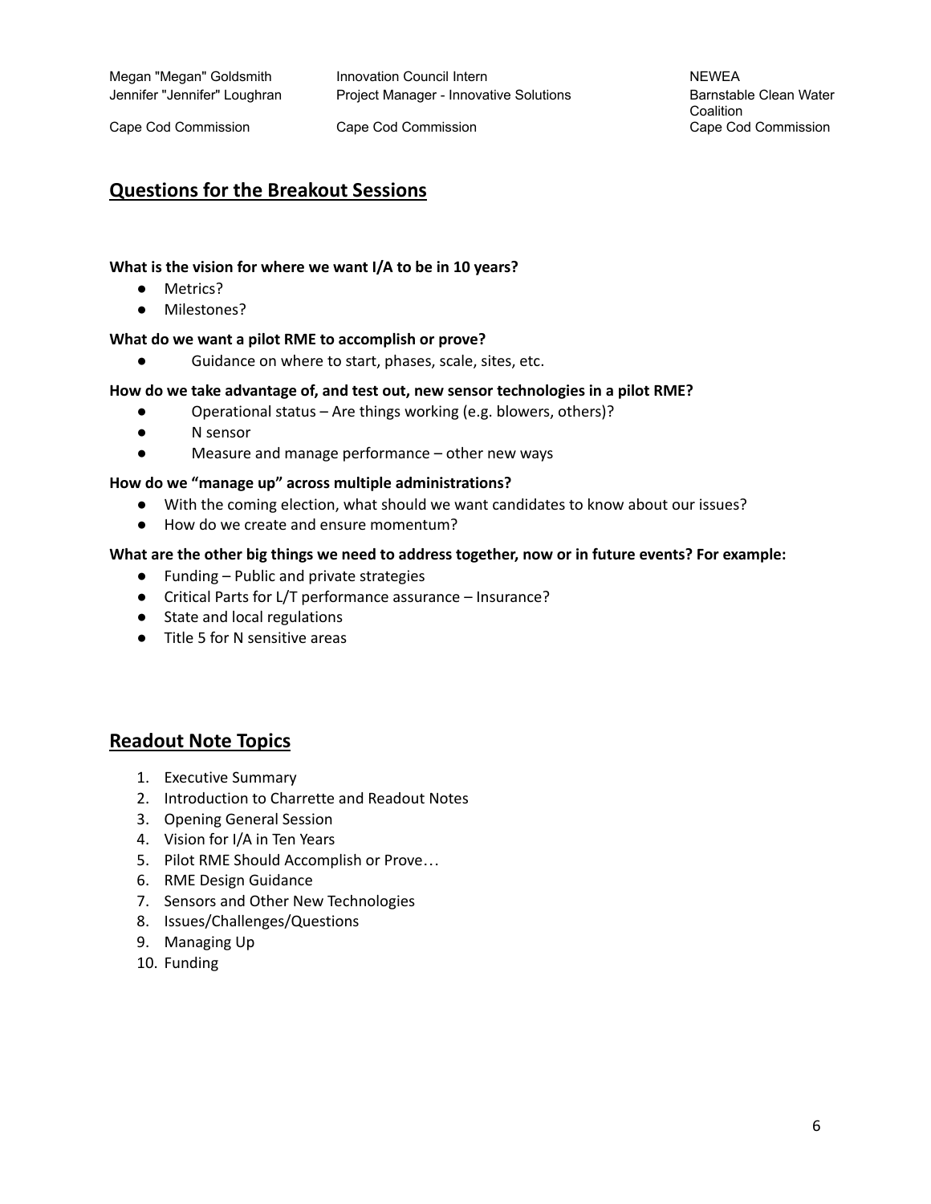| | | |
|---|---|---|
| Megan "Megan" Goldsmith | Innovation Council Intern | NEWEA |
| Jennifer "Jennifer" Loughran | Project Manager - Innovative Solutions | Barnstable Clean Water Coalition |
| Cape Cod Commission | Cape Cod Commission | Cape Cod Commission |

## Questions for the Breakout Sessions

**What is the vision for where we want I/A to be in 10 years?**

- Metrics?
- Milestones?

**What do we want a pilot RME to accomplish or prove?**

- Guidance on where to start, phases, scale, sites, etc.

**How do we take advantage of, and test out, new sensor technologies in a pilot RME?**

- Operational status – Are things working (e.g. blowers, others)?
- N sensor
- Measure and manage performance – other new ways

**How do we "manage up" across multiple administrations?**

- With the coming election, what should we want candidates to know about our issues?
- How do we create and ensure momentum?

**What are the other big things we need to address together, now or in future events? For example:**

- Funding – Public and private strategies
- Critical Parts for L/T performance assurance – Insurance?
- State and local regulations
- Title 5 for N sensitive areas

## Readout Note Topics

1. Executive Summary
2. Introduction to Charrette and Readout Notes
3. Opening General Session
4. Vision for I/A in Ten Years
5. Pilot RME Should Accomplish or Prove…
6. RME Design Guidance
7. Sensors and Other New Technologies
8. Issues/Challenges/Questions
9. Managing Up
10. Funding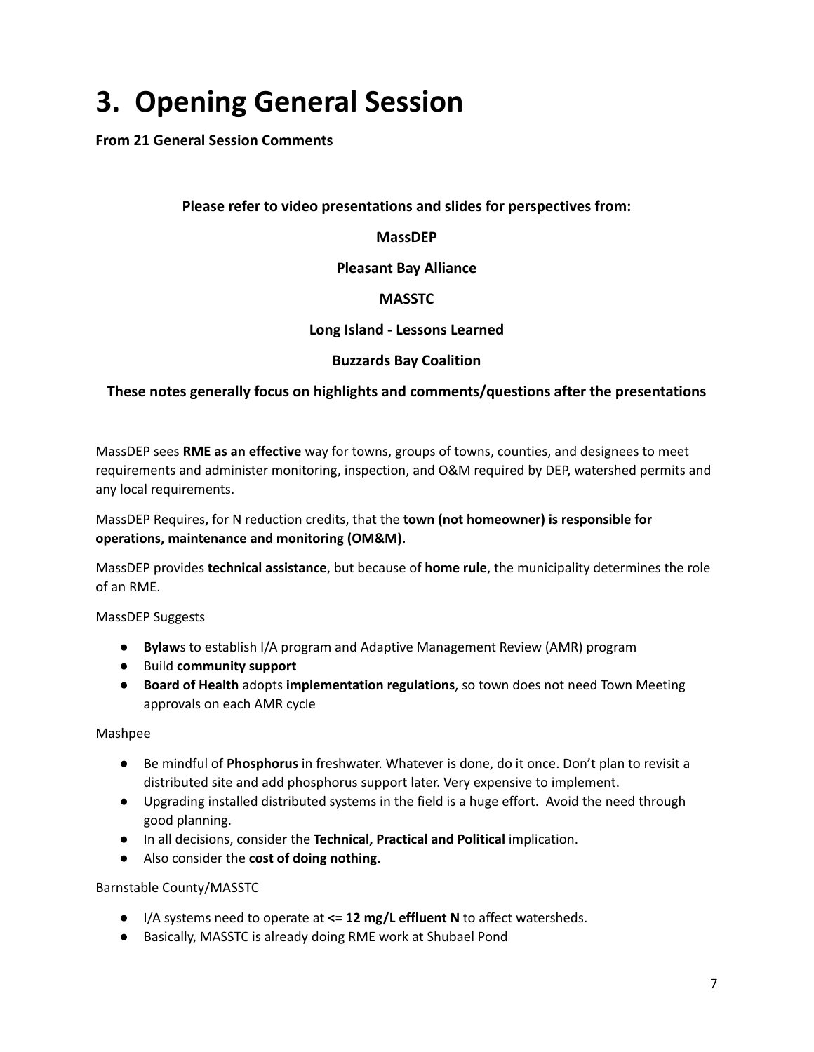# 3. Opening General Session

**From 21 General Session Comments**

**Please refer to video presentations and slides for perspectives from:**

**MassDEP**

**Pleasant Bay Alliance**

**MASSTC**

**Long Island - Lessons Learned**

**Buzzards Bay Coalition**

**These notes generally focus on highlights and comments/questions after the presentations**

MassDEP sees **RME as an effective** way for towns, groups of towns, counties, and designees to meet requirements and administer monitoring, inspection, and O&M required by DEP, watershed permits and any local requirements.

MassDEP Requires, for N reduction credits, that the **town (not homeowner) is responsible for operations, maintenance and monitoring (OM&M).**

MassDEP provides **technical assistance**, but because of **home rule**, the municipality determines the role of an RME.

MassDEP Suggests

- **Bylaw**s to establish I/A program and Adaptive Management Review (AMR) program
- Build **community support**
- **Board of Health** adopts **implementation regulations**, so town does not need Town Meeting approvals on each AMR cycle

Mashpee

- Be mindful of **Phosphorus** in freshwater. Whatever is done, do it once. Don't plan to revisit a distributed site and add phosphorus support later. Very expensive to implement.
- Upgrading installed distributed systems in the field is a huge effort. Avoid the need through good planning.
- In all decisions, consider the **Technical, Practical and Political** implication.
- Also consider the **cost of doing nothing.**

Barnstable County/MASSTC

- I/A systems need to operate at **<= 12 mg/L effluent N** to affect watersheds.
- Basically, MASSTC is already doing RME work at Shubael Pond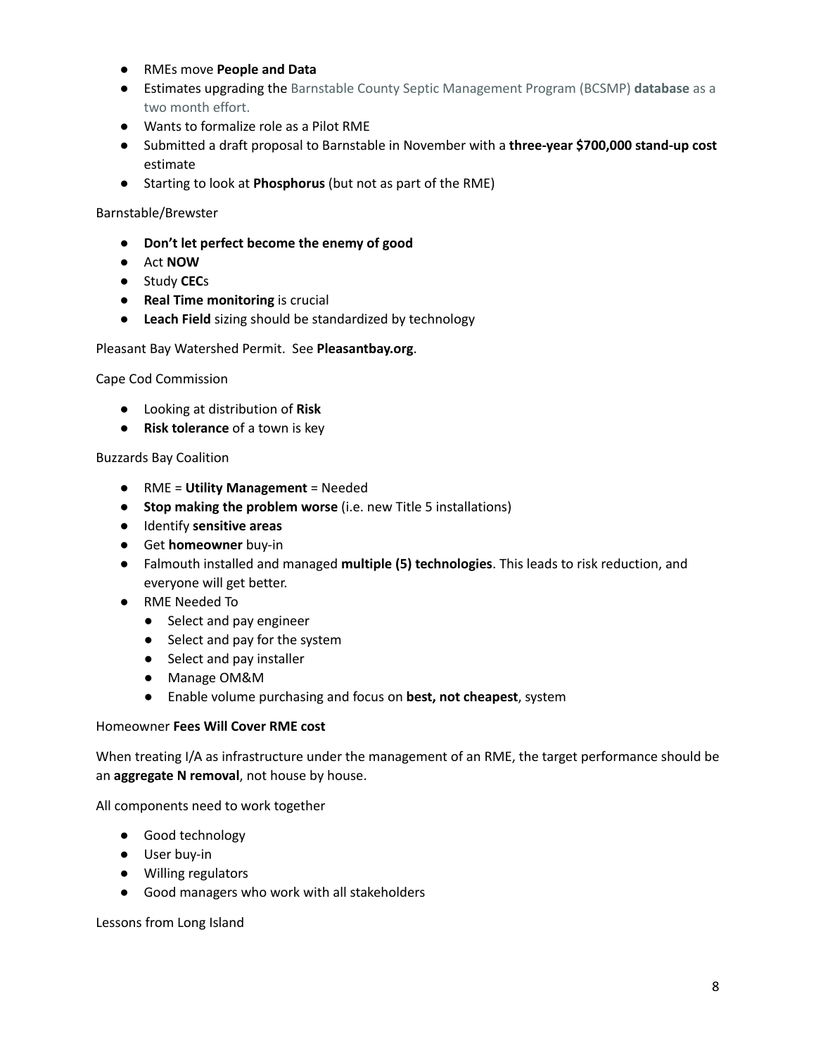- RMEs move **People and Data**
- Estimates upgrading the Barnstable County Septic Management Program (BCSMP) **database** as a two month effort.
- Wants to formalize role as a Pilot RME
- Submitted a draft proposal to Barnstable in November with a **three-year $700,000 stand-up cost** estimate
- Starting to look at **Phosphorus** (but not as part of the RME)

Barnstable/Brewster

- **Don't let perfect become the enemy of good**
- Act **NOW**
- Study **CEC**s
- **Real Time monitoring** is crucial
- **Leach Field** sizing should be standardized by technology

Pleasant Bay Watershed Permit. See **Pleasantbay.org**.

Cape Cod Commission

- Looking at distribution of **Risk**
- **Risk tolerance** of a town is key

Buzzards Bay Coalition

- RME = **Utility Management** = Needed
- **Stop making the problem worse** (i.e. new Title 5 installations)
- Identify **sensitive areas**
- Get **homeowner** buy-in
- Falmouth installed and managed **multiple (5) technologies**. This leads to risk reduction, and everyone will get better.
- RME Needed To
  - Select and pay engineer
  - Select and pay for the system
  - Select and pay installer
  - Manage OM&M
  - Enable volume purchasing and focus on **best, not cheapest**, system

Homeowner **Fees Will Cover RME cost**

When treating I/A as infrastructure under the management of an RME, the target performance should be an **aggregate N removal**, not house by house.

All components need to work together

- Good technology
- User buy-in
- Willing regulators
- Good managers who work with all stakeholders

Lessons from Long Island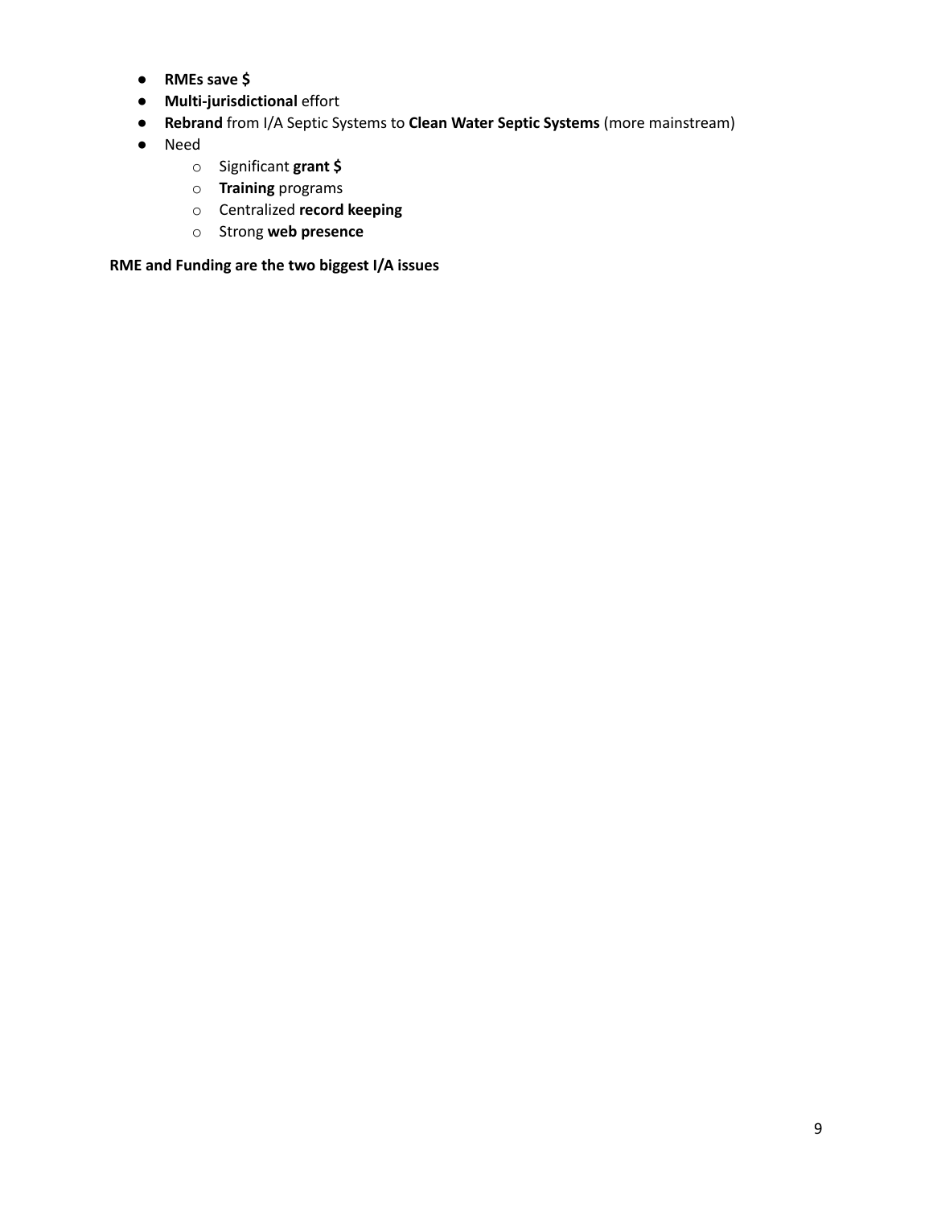- **RMEs save $**
- **Multi-jurisdictional** effort
- **Rebrand** from I/A Septic Systems to **Clean Water Septic Systems** (more mainstream)
- Need
  - Significant **grant $**
  - **Training** programs
  - Centralized **record keeping**
  - Strong **web presence**

**RME and Funding are the two biggest I/A issues**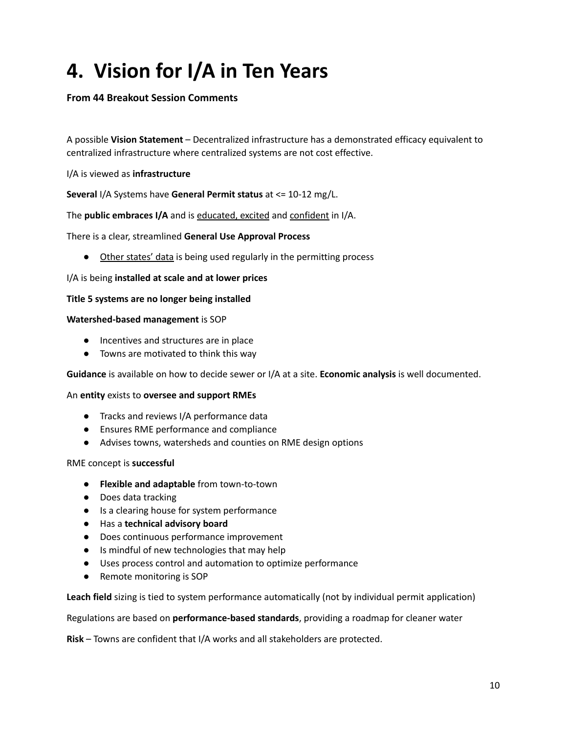# 4. Vision for I/A in Ten Years

**From 44 Breakout Session Comments**

A possible **Vision Statement** – Decentralized infrastructure has a demonstrated efficacy equivalent to centralized infrastructure where centralized systems are not cost effective.

I/A is viewed as **infrastructure**

**Several** I/A Systems have **General Permit status** at <= 10-12 mg/L.

The **public embraces I/A** and is <u>educated, excited</u> and <u>confident</u> in I/A.

There is a clear, streamlined **General Use Approval Process**

- <u>Other states' data</u> is being used regularly in the permitting process

I/A is being **installed at scale and at lower prices**

**Title 5 systems are no longer being installed**

**Watershed-based management** is SOP

- Incentives and structures are in place
- Towns are motivated to think this way

**Guidance** is available on how to decide sewer or I/A at a site. **Economic analysis** is well documented.

An **entity** exists to **oversee and support RMEs**

- Tracks and reviews I/A performance data
- Ensures RME performance and compliance
- Advises towns, watersheds and counties on RME design options

RME concept is **successful**

- **Flexible and adaptable** from town-to-town
- Does data tracking
- Is a clearing house for system performance
- Has a **technical advisory board**
- Does continuous performance improvement
- Is mindful of new technologies that may help
- Uses process control and automation to optimize performance
- Remote monitoring is SOP

**Leach field** sizing is tied to system performance automatically (not by individual permit application)

Regulations are based on **performance-based standards**, providing a roadmap for cleaner water

**Risk** – Towns are confident that I/A works and all stakeholders are protected.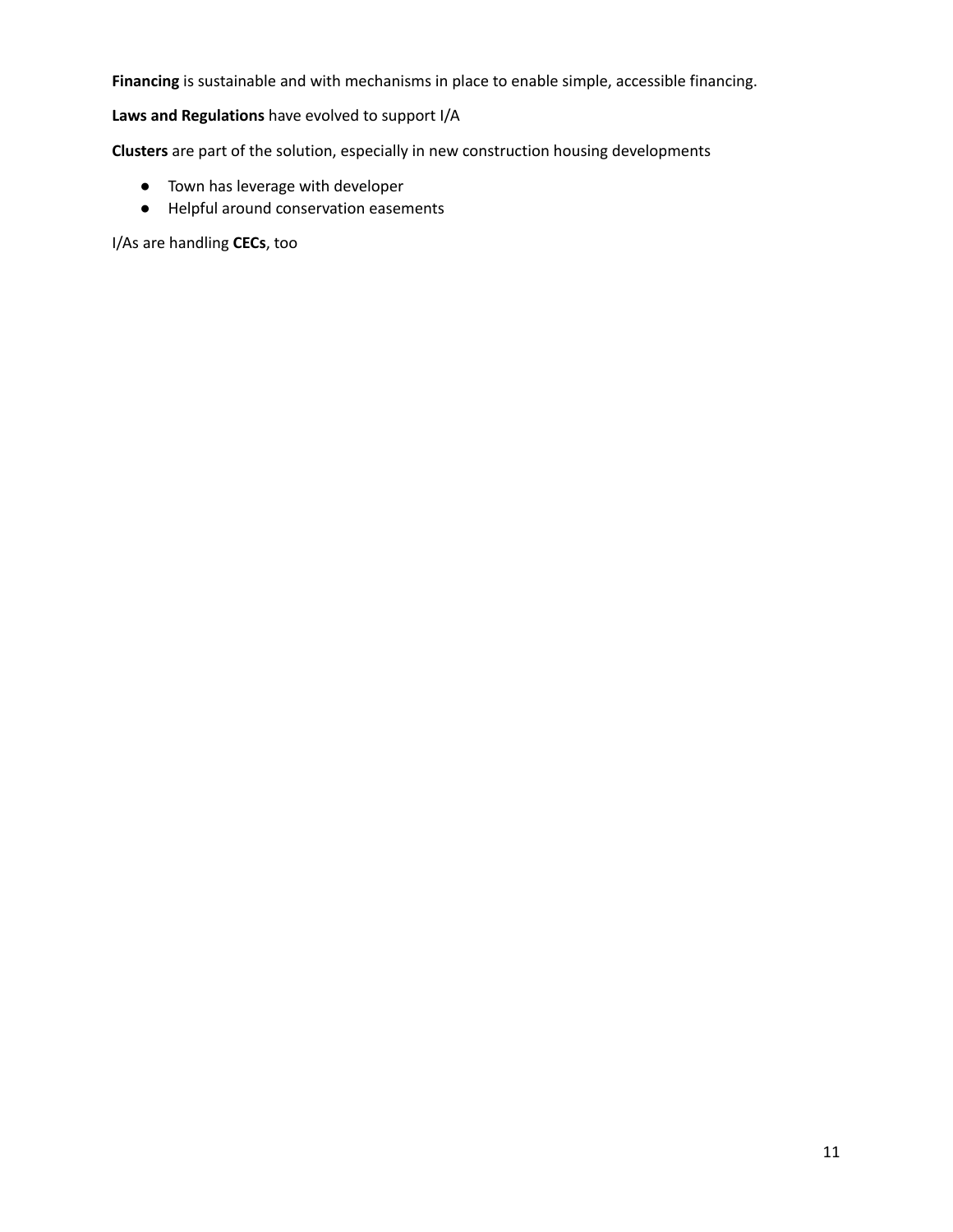**Financing** is sustainable and with mechanisms in place to enable simple, accessible financing.

**Laws and Regulations** have evolved to support I/A

**Clusters** are part of the solution, especially in new construction housing developments

- Town has leverage with developer
- Helpful around conservation easements

I/As are handling **CECs**, too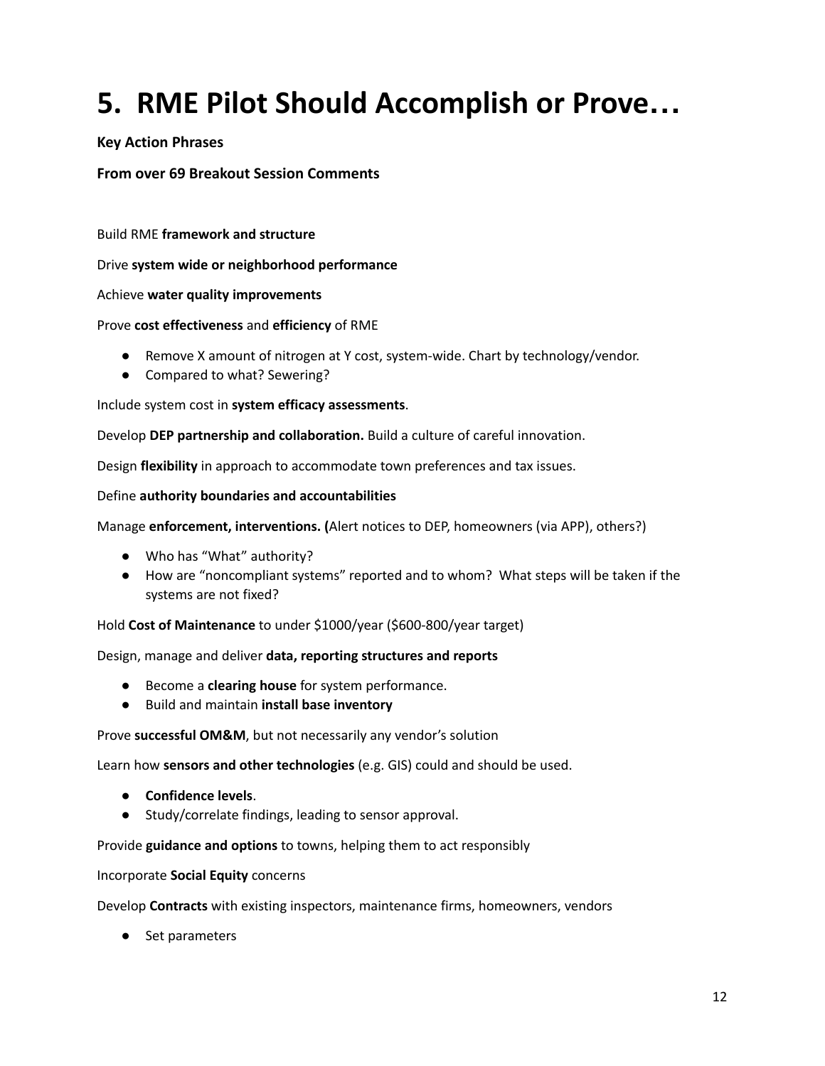# 5. RME Pilot Should Accomplish or Prove…

**Key Action Phrases**

**From over 69 Breakout Session Comments**

Build RME **framework and structure**

Drive **system wide or neighborhood performance**

Achieve **water quality improvements**

Prove **cost effectiveness** and **efficiency** of RME

- Remove X amount of nitrogen at Y cost, system-wide. Chart by technology/vendor.
- Compared to what? Sewering?

Include system cost in **system efficacy assessments**.

Develop **DEP partnership and collaboration.** Build a culture of careful innovation.

Design **flexibility** in approach to accommodate town preferences and tax issues.

Define **authority boundaries and accountabilities**

Manage **enforcement, interventions. (**Alert notices to DEP, homeowners (via APP), others?)

- Who has "What" authority?
- How are "noncompliant systems" reported and to whom? What steps will be taken if the systems are not fixed?

Hold **Cost of Maintenance** to under $1000/year ($600-800/year target)

Design, manage and deliver **data, reporting structures and reports**

- Become a **clearing house** for system performance.
- Build and maintain **install base inventory**

Prove **successful OM&M**, but not necessarily any vendor's solution

Learn how **sensors and other technologies** (e.g. GIS) could and should be used.

- **Confidence levels**.
- Study/correlate findings, leading to sensor approval.

Provide **guidance and options** to towns, helping them to act responsibly

Incorporate **Social Equity** concerns

Develop **Contracts** with existing inspectors, maintenance firms, homeowners, vendors

- Set parameters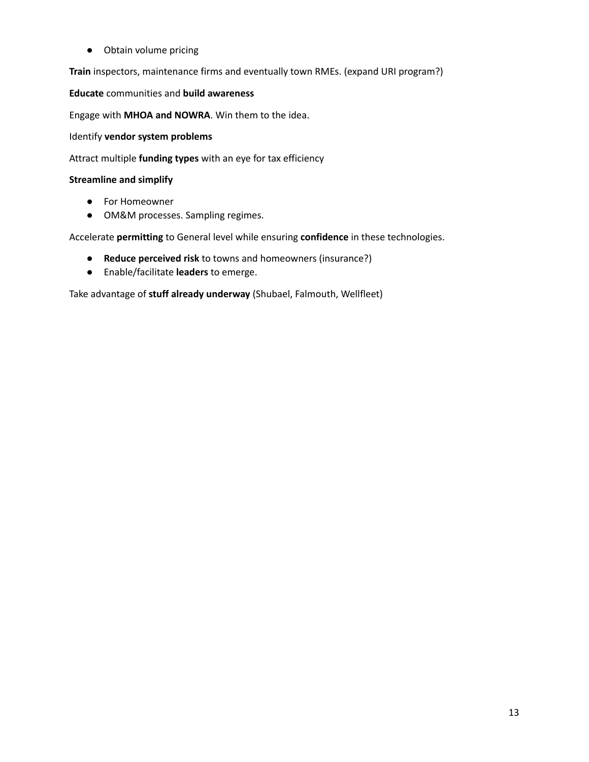- Obtain volume pricing

**Train** inspectors, maintenance firms and eventually town RMEs. (expand URI program?)

**Educate** communities and **build awareness**

Engage with **MHOA and NOWRA**. Win them to the idea.

Identify **vendor system problems**

Attract multiple **funding types** with an eye for tax efficiency

**Streamline and simplify**

- For Homeowner
- OM&M processes. Sampling regimes.

Accelerate **permitting** to General level while ensuring **confidence** in these technologies.

- **Reduce perceived risk** to towns and homeowners (insurance?)
- Enable/facilitate **leaders** to emerge.

Take advantage of **stuff already underway** (Shubael, Falmouth, Wellfleet)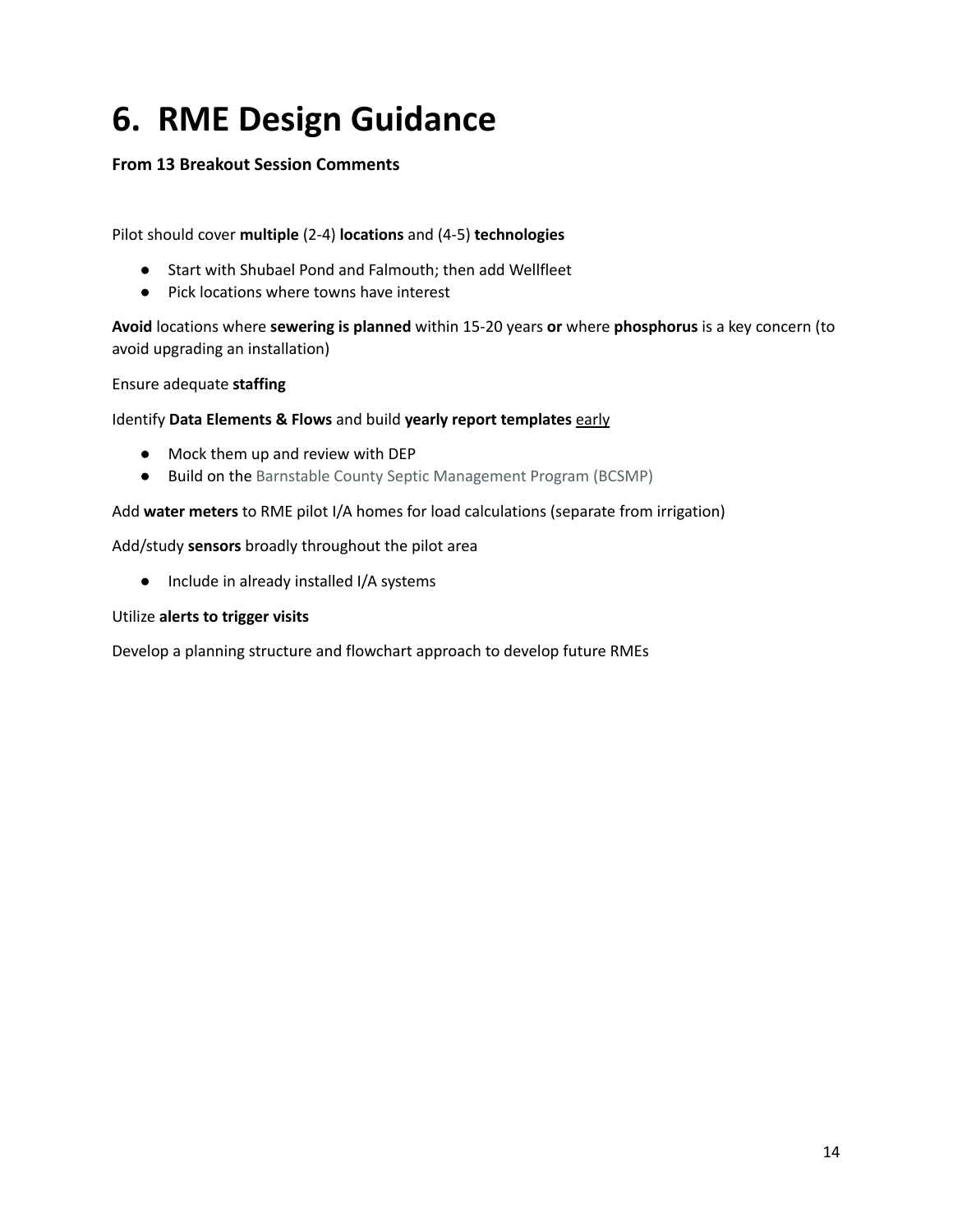# 6. RME Design Guidance

**From 13 Breakout Session Comments**

Pilot should cover **multiple** (2-4) **locations** and (4-5) **technologies**

- Start with Shubael Pond and Falmouth; then add Wellfleet
- Pick locations where towns have interest

**Avoid** locations where **sewering is planned** within 15-20 years **or** where **phosphorus** is a key concern (to avoid upgrading an installation)

Ensure adequate **staffing**

Identify **Data Elements & Flows** and build **yearly report templates** <u>early</u>

- Mock them up and review with DEP
- Build on the Barnstable County Septic Management Program (BCSMP)

Add **water meters** to RME pilot I/A homes for load calculations (separate from irrigation)

Add/study **sensors** broadly throughout the pilot area

- Include in already installed I/A systems

Utilize **alerts to trigger visits**

Develop a planning structure and flowchart approach to develop future RMEs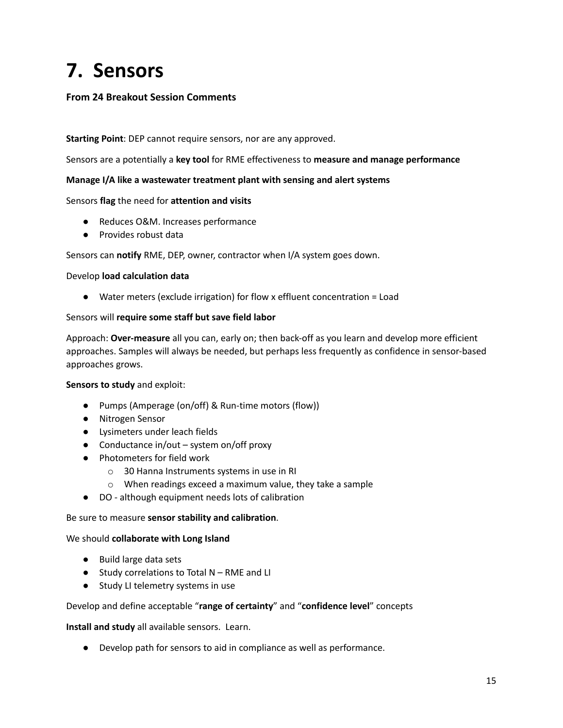# 7. Sensors

### From 24 Breakout Session Comments

**Starting Point**: DEP cannot require sensors, nor are any approved.

Sensors are a potentially a **key tool** for RME effectiveness to **measure and manage performance**

**Manage I/A like a wastewater treatment plant with sensing and alert systems**

Sensors **flag** the need for **attention and visits**

- Reduces O&M. Increases performance
- Provides robust data

Sensors can **notify** RME, DEP, owner, contractor when I/A system goes down.

Develop **load calculation data**

- Water meters (exclude irrigation) for flow x effluent concentration = Load

Sensors will **require some staff but save field labor**

Approach: **Over-measure** all you can, early on; then back-off as you learn and develop more efficient approaches. Samples will always be needed, but perhaps less frequently as confidence in sensor-based approaches grows.

**Sensors to study** and exploit:

- Pumps (Amperage (on/off) & Run-time motors (flow))
- Nitrogen Sensor
- Lysimeters under leach fields
- Conductance in/out – system on/off proxy
- Photometers for field work
  - 30 Hanna Instruments systems in use in RI
  - When readings exceed a maximum value, they take a sample
- DO - although equipment needs lots of calibration

Be sure to measure **sensor stability and calibration**.

We should **collaborate with Long Island**

- Build large data sets
- Study correlations to Total N – RME and LI
- Study LI telemetry systems in use

Develop and define acceptable "**range of certainty**" and "**confidence level**" concepts

**Install and study** all available sensors. Learn.

- Develop path for sensors to aid in compliance as well as performance.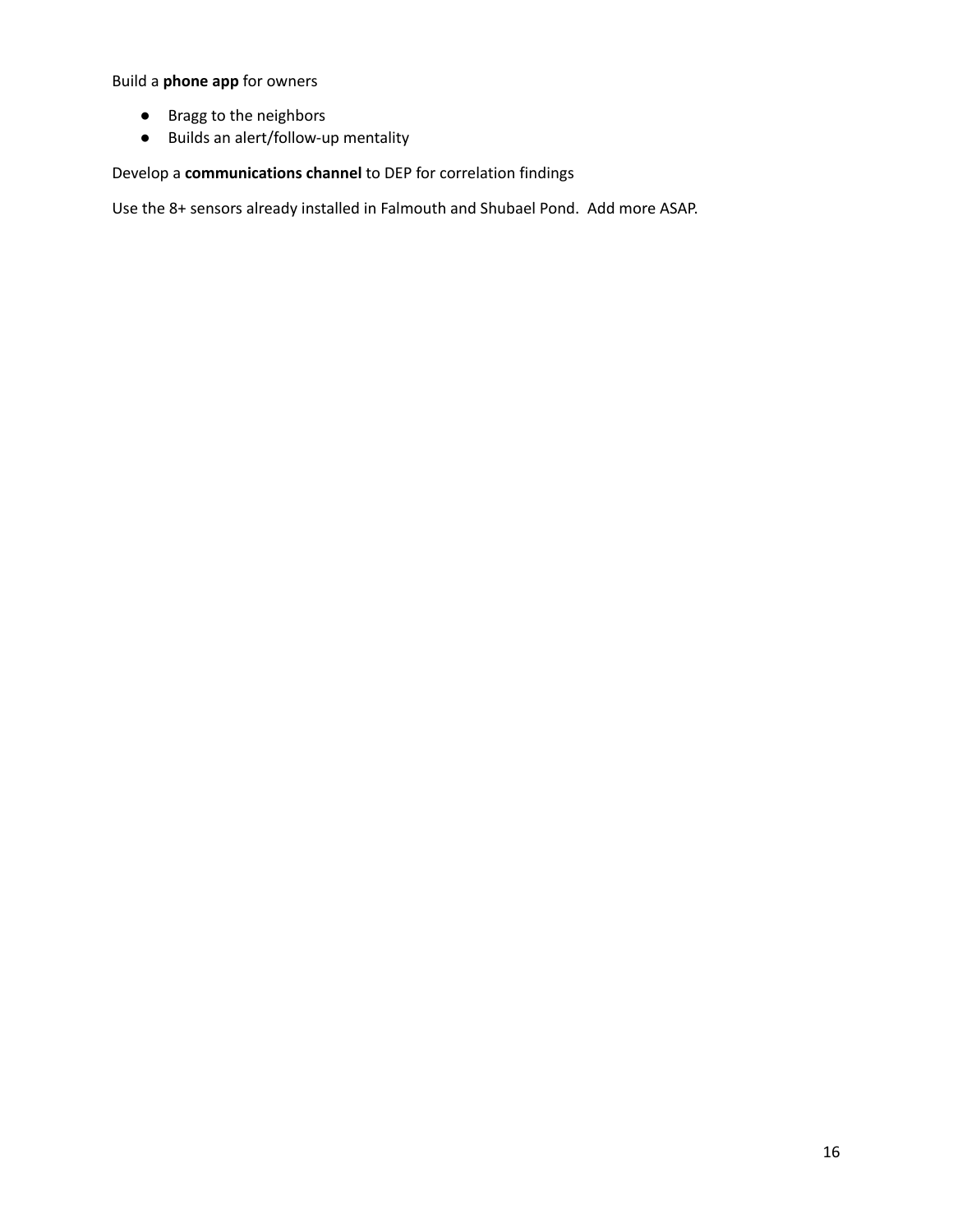Build a **phone app** for owners

- Bragg to the neighbors
- Builds an alert/follow-up mentality

Develop a **communications channel** to DEP for correlation findings

Use the 8+ sensors already installed in Falmouth and Shubael Pond.  Add more ASAP.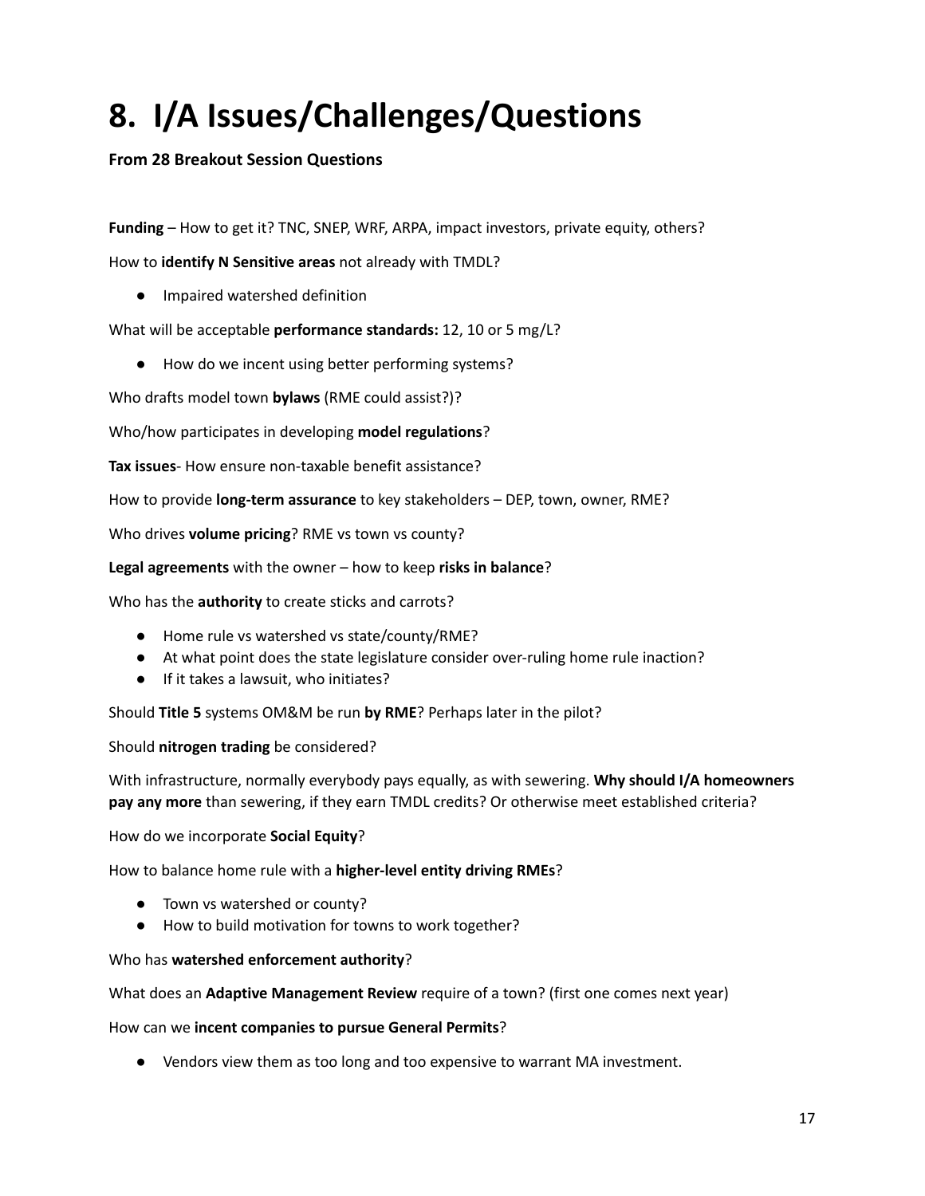# 8. I/A Issues/Challenges/Questions

**From 28 Breakout Session Questions**

**Funding** – How to get it? TNC, SNEP, WRF, ARPA, impact investors, private equity, others?

How to **identify N Sensitive areas** not already with TMDL?

- Impaired watershed definition

What will be acceptable **performance standards:** 12, 10 or 5 mg/L?

- How do we incent using better performing systems?

Who drafts model town **bylaws** (RME could assist?)?

Who/how participates in developing **model regulations**?

**Tax issues**- How ensure non-taxable benefit assistance?

How to provide **long-term assurance** to key stakeholders – DEP, town, owner, RME?

Who drives **volume pricing**? RME vs town vs county?

**Legal agreements** with the owner – how to keep **risks in balance**?

Who has the **authority** to create sticks and carrots?

- Home rule vs watershed vs state/county/RME?
- At what point does the state legislature consider over-ruling home rule inaction?
- If it takes a lawsuit, who initiates?

Should **Title 5** systems OM&M be run **by RME**? Perhaps later in the pilot?

Should **nitrogen trading** be considered?

With infrastructure, normally everybody pays equally, as with sewering. **Why should I/A homeowners pay any more** than sewering, if they earn TMDL credits? Or otherwise meet established criteria?

How do we incorporate **Social Equity**?

How to balance home rule with a **higher-level entity driving RMEs**?

- Town vs watershed or county?
- How to build motivation for towns to work together?

Who has **watershed enforcement authority**?

What does an **Adaptive Management Review** require of a town? (first one comes next year)

How can we **incent companies to pursue General Permits**?

- Vendors view them as too long and too expensive to warrant MA investment.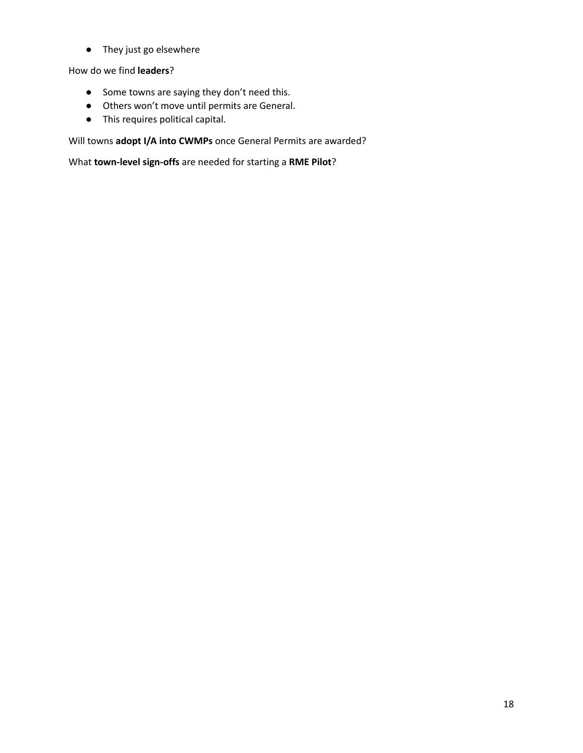- They just go elsewhere

How do we find **leaders**?

- Some towns are saying they don't need this.
- Others won't move until permits are General.
- This requires political capital.

Will towns **adopt I/A into CWMPs** once General Permits are awarded?

What **town-level sign-offs** are needed for starting a **RME Pilot**?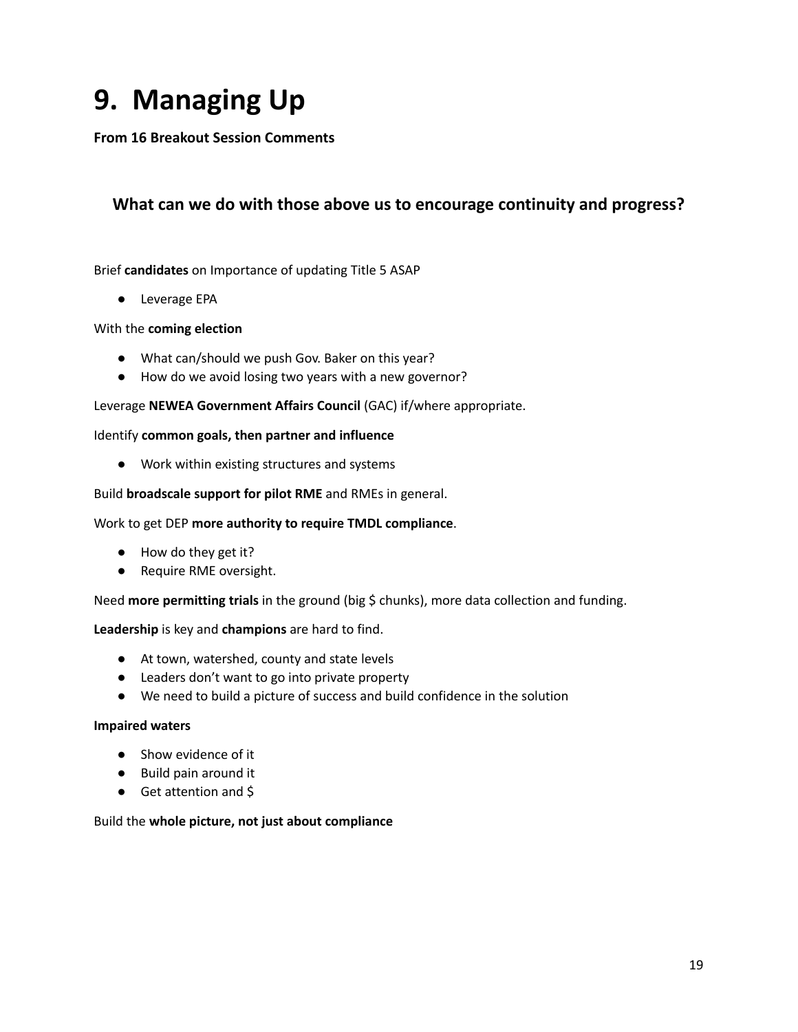# 9. Managing Up

**From 16 Breakout Session Comments**

## What can we do with those above us to encourage continuity and progress?

Brief **candidates** on Importance of updating Title 5 ASAP

- Leverage EPA

With the **coming election**

- What can/should we push Gov. Baker on this year?
- How do we avoid losing two years with a new governor?

Leverage **NEWEA Government Affairs Council** (GAC) if/where appropriate.

Identify **common goals, then partner and influence**

- Work within existing structures and systems

Build **broadscale support for pilot RME** and RMEs in general.

Work to get DEP **more authority to require TMDL compliance**.

- How do they get it?
- Require RME oversight.

Need **more permitting trials** in the ground (big $ chunks), more data collection and funding.

**Leadership** is key and **champions** are hard to find.

- At town, watershed, county and state levels
- Leaders don't want to go into private property
- We need to build a picture of success and build confidence in the solution

**Impaired waters**

- Show evidence of it
- Build pain around it
- Get attention and $

Build the **whole picture, not just about compliance**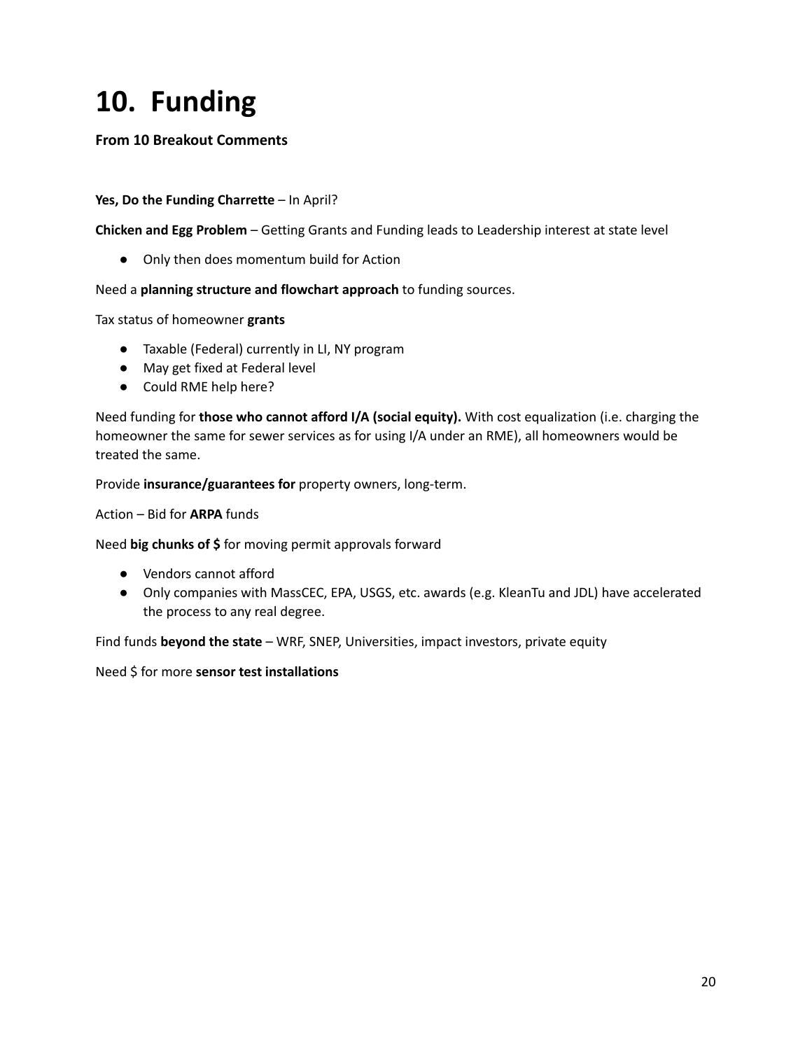# 10. Funding

### From 10 Breakout Comments

**Yes, Do the Funding Charrette** – In April?

**Chicken and Egg Problem** – Getting Grants and Funding leads to Leadership interest at state level

- Only then does momentum build for Action

Need a **planning structure and flowchart approach** to funding sources.

Tax status of homeowner **grants**

- Taxable (Federal) currently in LI, NY program
- May get fixed at Federal level
- Could RME help here?

Need funding for **those who cannot afford I/A (social equity).** With cost equalization (i.e. charging the homeowner the same for sewer services as for using I/A under an RME), all homeowners would be treated the same.

Provide **insurance/guarantees for** property owners, long-term.

Action – Bid for **ARPA** funds

Need **big chunks of $** for moving permit approvals forward

- Vendors cannot afford
- Only companies with MassCEC, EPA, USGS, etc. awards (e.g. KleanTu and JDL) have accelerated the process to any real degree.

Find funds **beyond the state** – WRF, SNEP, Universities, impact investors, private equity

Need $ for more **sensor test installations**